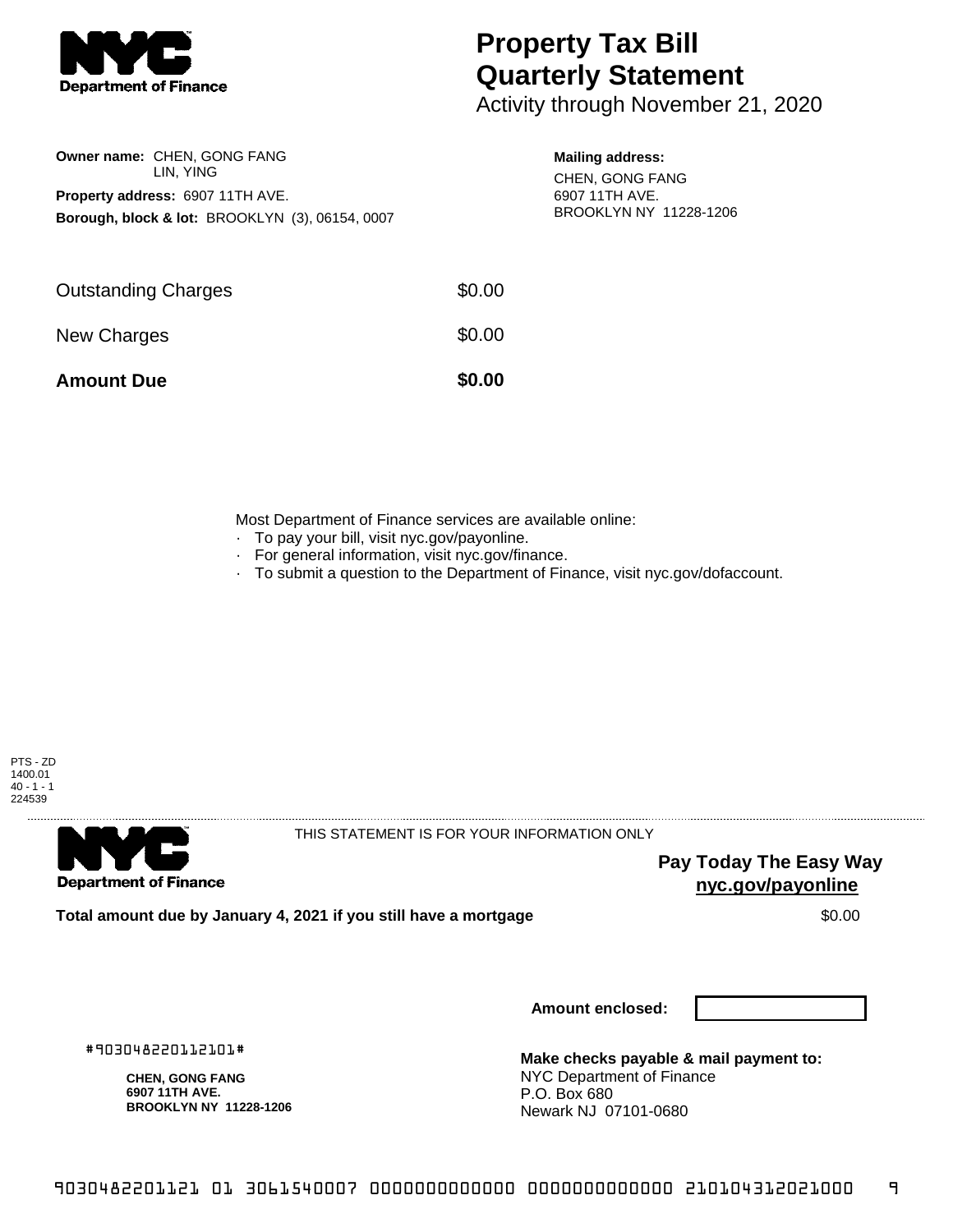NYC Department of Finance

# Property Tax Bill Quarterly Statement

Activity through November 21, 2020

**Owner name:** CHEN, GONG FANG
LIN, YING

**Property address:** 6907 11TH AVE.

**Borough, block & lot:** BROOKLYN (3), 06154, 0007

**Mailing address:**
CHEN, GONG FANG
6907 11TH AVE.
BROOKLYN NY 11228-1206

| | |
|---|---|
| Outstanding Charges | $0.00 |
| New Charges | $0.00 |
| **Amount Due** | **$0.00** |

Most Department of Finance services are available online:

- To pay your bill, visit nyc.gov/payonline.
- For general information, visit nyc.gov/finance.
- To submit a question to the Department of Finance, visit nyc.gov/dofaccount.

PTS - ZD
1400.01
40 - 1 - 1
224539

NYC Department of Finance

THIS STATEMENT IS FOR YOUR INFORMATION ONLY

**Pay Today The Easy Way**
**nyc.gov/payonline**

**Total amount due by January 4, 2021 if you still have a mortgage** $0.00

**Amount enclosed:**

#903048220112101#

**CHEN, GONG FANG**
**6907 11TH AVE.**
**BROOKLYN NY 11228-1206**

**Make checks payable & mail payment to:**
NYC Department of Finance
P.O. Box 680
Newark NJ 07101-0680

9030482201121 01 3061540007 0000000000000 0000000000000 210104312021000 9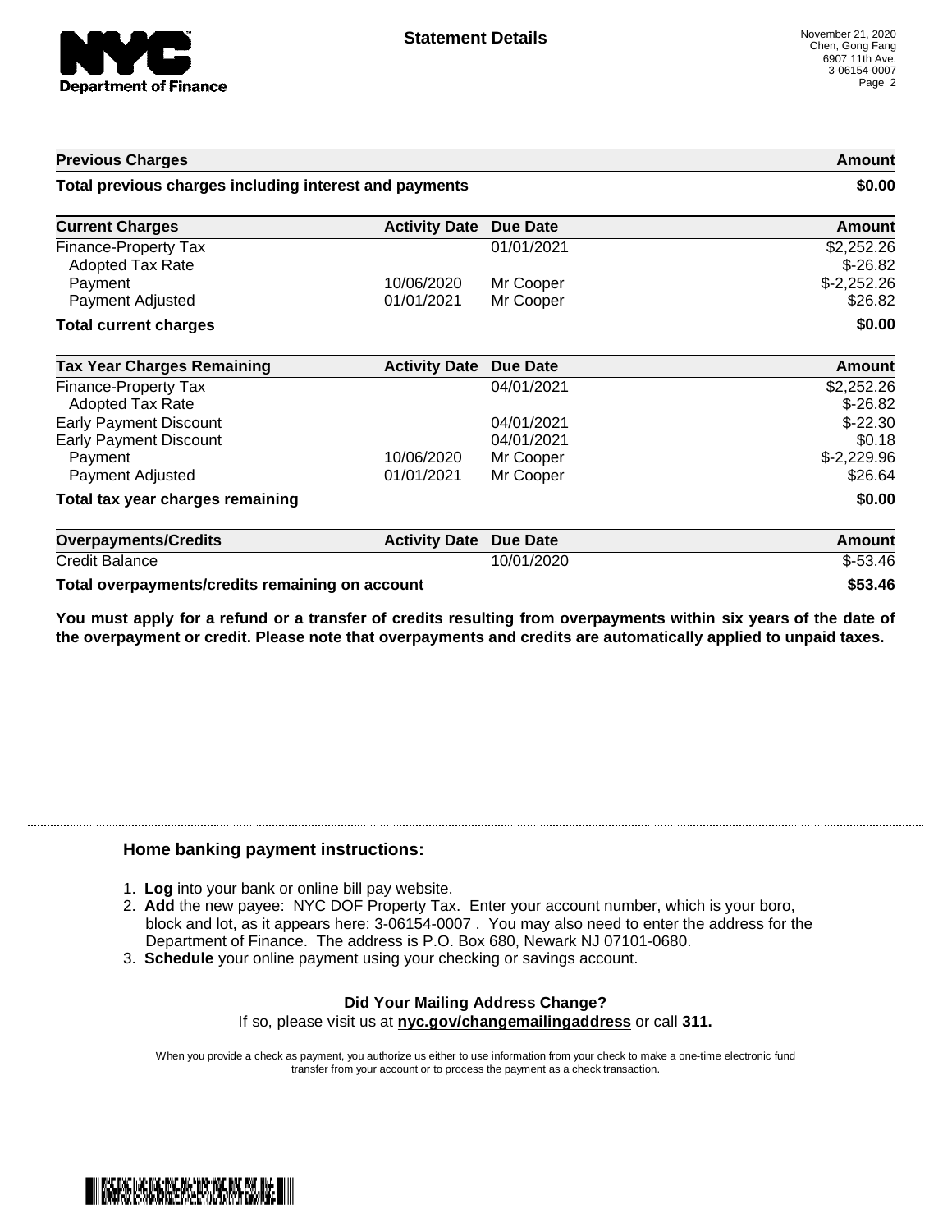# Statement Details

November 21, 2020
Chen, Gong Fang
6907 11th Ave.
3-06154-0007

| Previous Charges | | | Amount |
|---|---|---|---|
| **Total previous charges including interest and payments** | | | **$0.00** |

| Current Charges | Activity Date | Due Date | Amount |
|---|---|---|---|
| Finance-Property Tax | | 01/01/2021 | $2,252.26 |
| Adopted Tax Rate | | | $-26.82 |
| Payment | 10/06/2020 | Mr Cooper | $-2,252.26 |
| Payment Adjusted | 01/01/2021 | Mr Cooper | $26.82 |
| **Total current charges** | | | **$0.00** |

| Tax Year Charges Remaining | Activity Date | Due Date | Amount |
|---|---|---|---|
| Finance-Property Tax | | 04/01/2021 | $2,252.26 |
| Adopted Tax Rate | | | $-26.82 |
| Early Payment Discount | | 04/01/2021 | $-22.30 |
| Early Payment Discount | | 04/01/2021 | $0.18 |
| Payment | 10/06/2020 | Mr Cooper | $-2,229.96 |
| Payment Adjusted | 01/01/2021 | Mr Cooper | $26.64 |
| **Total tax year charges remaining** | | | **$0.00** |

| Overpayments/Credits | Activity Date | Due Date | Amount |
|---|---|---|---|
| Credit Balance | | 10/01/2020 | $-53.46 |
| **Total overpayments/credits remaining on account** | | | **$53.46** |

**You must apply for a refund or a transfer of credits resulting from overpayments within six years of the date of the overpayment or credit. Please note that overpayments and credits are automatically applied to unpaid taxes.**

### Home banking payment instructions:

1. **Log** into your bank or online bill pay website.
2. **Add** the new payee: NYC DOF Property Tax. Enter your account number, which is your boro, block and lot, as it appears here: 3-06154-0007 . You may also need to enter the address for the Department of Finance. The address is P.O. Box 680, Newark NJ 07101-0680.
3. **Schedule** your online payment using your checking or savings account.

**Did Your Mailing Address Change?**
If so, please visit us at **nyc.gov/changemailingaddress** or call **311.**

When you provide a check as payment, you authorize us either to use information from your check to make a one-time electronic fund transfer from your account or to process the payment as a check transaction.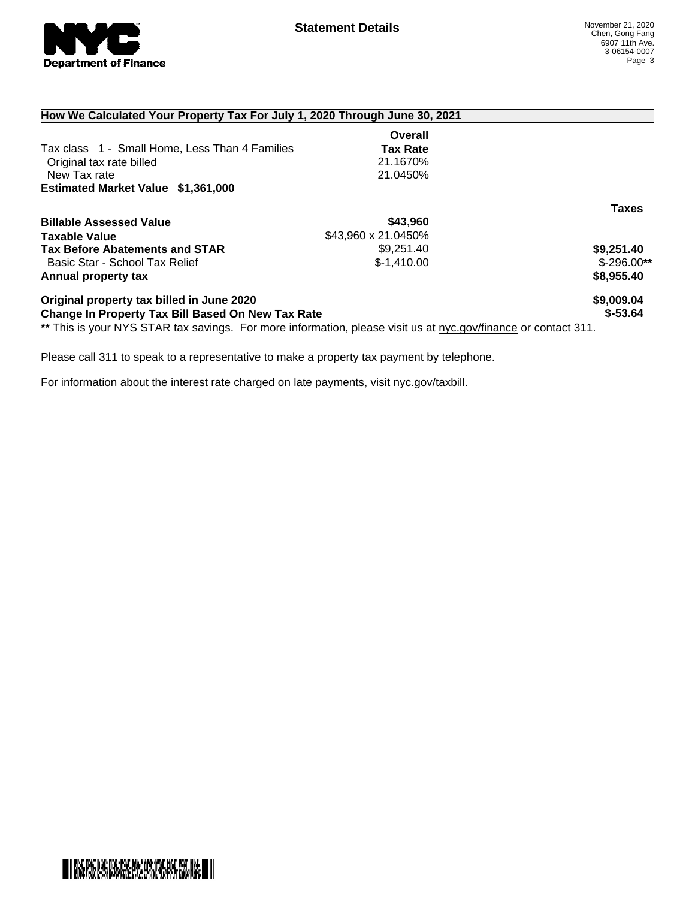# Statement Details

November 21, 2020
Chen, Gong Fang
6907 11th Ave.
3-06154-0007

## How We Calculated Your Property Tax For July 1, 2020 Through June 30, 2021

| | Overall Tax Rate | |
|---|---|---|
| Tax class 1 - Small Home, Less Than 4 Families | | |
| Original tax rate billed | 21.1670% | |
| New Tax rate | 21.0450% | |
| **Estimated Market Value $1,361,000** | | |
| | | **Taxes** |
| **Billable Assessed Value** | **$43,960** | |
| **Taxable Value** | $43,960 x 21.0450% | |
| **Tax Before Abatements and STAR** | $9,251.40 | **$9,251.40** |
| Basic Star - School Tax Relief | $-1,410.00 | $-296.00** |
| **Annual property tax** | | **$8,955.40** |
| **Original property tax billed in June 2020** | | **$9,009.04** |
| **Change In Property Tax Bill Based On New Tax Rate** | | **$-53.64** |

** This is your NYS STAR tax savings. For more information, please visit us at nyc.gov/finance or contact 311.

Please call 311 to speak to a representative to make a property tax payment by telephone.

For information about the interest rate charged on late payments, visit nyc.gov/taxbill.